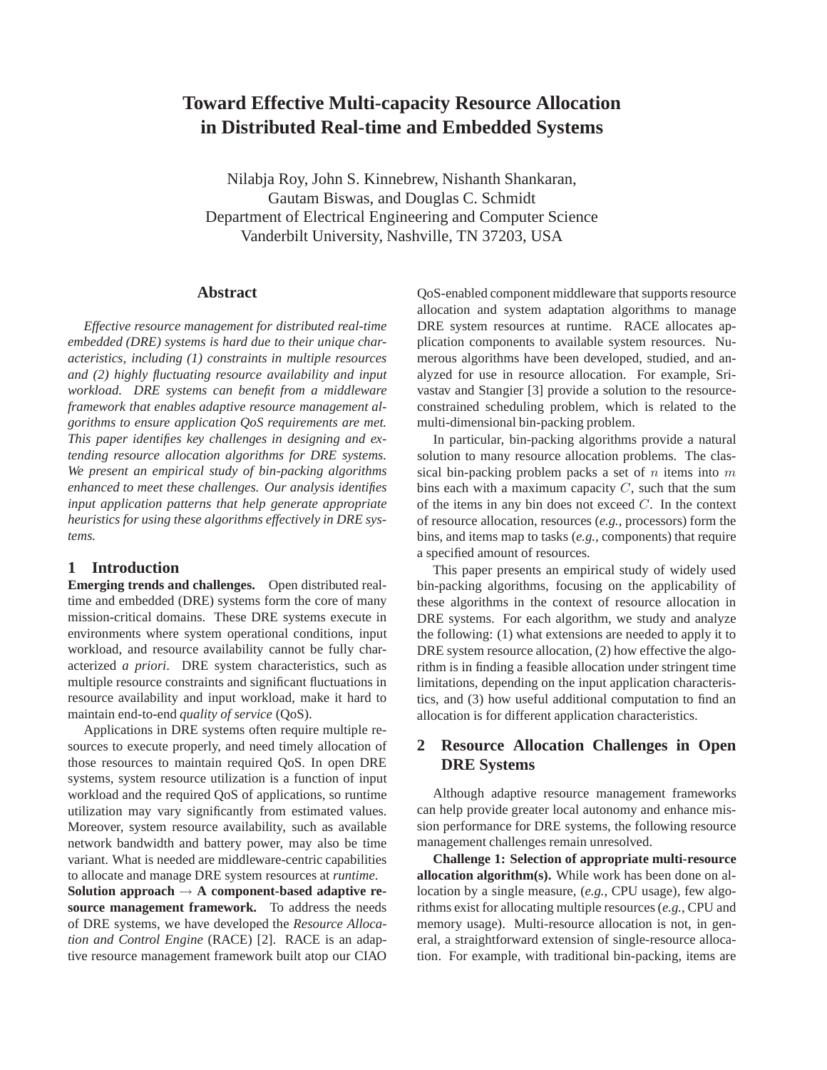# Toward Effective Multi-capacity Resource Allocation in Distributed Real-time and Embedded Systems

Nilabja Roy, John S. Kinnebrew, Nishanth Shankaran,
Gautam Biswas, and Douglas C. Schmidt
Department of Electrical Engineering and Computer Science
Vanderbilt University, Nashville, TN 37203, USA

## Abstract

*Effective resource management for distributed real-time embedded (DRE) systems is hard due to their unique characteristics, including (1) constraints in multiple resources and (2) highly fluctuating resource availability and input workload. DRE systems can benefit from a middleware framework that enables adaptive resource management algorithms to ensure application QoS requirements are met. This paper identifies key challenges in designing and extending resource allocation algorithms for DRE systems. We present an empirical study of bin-packing algorithms enhanced to meet these challenges. Our analysis identifies input application patterns that help generate appropriate heuristics for using these algorithms effectively in DRE systems.*

## 1 Introduction

**Emerging trends and challenges.** Open distributed real-time and embedded (DRE) systems form the core of many mission-critical domains. These DRE systems execute in environments where system operational conditions, input workload, and resource availability cannot be fully characterized *a priori*. DRE system characteristics, such as multiple resource constraints and significant fluctuations in resource availability and input workload, make it hard to maintain end-to-end *quality of service* (QoS).

Applications in DRE systems often require multiple resources to execute properly, and need timely allocation of those resources to maintain required QoS. In open DRE systems, system resource utilization is a function of input workload and the required QoS of applications, so runtime utilization may vary significantly from estimated values. Moreover, system resource availability, such as available network bandwidth and battery power, may also be time variant. What is needed are middleware-centric capabilities to allocate and manage DRE system resources at *runtime*.

**Solution approach → A component-based adaptive resource management framework.** To address the needs of DRE systems, we have developed the *Resource Allocation and Control Engine* (RACE) [2]. RACE is an adaptive resource management framework built atop our CIAO QoS-enabled component middleware that supports resource allocation and system adaptation algorithms to manage DRE system resources at runtime. RACE allocates application components to available system resources. Numerous algorithms have been developed, studied, and analyzed for use in resource allocation. For example, Srivastav and Stangier [3] provide a solution to the resource-constrained scheduling problem, which is related to the multi-dimensional bin-packing problem.

In particular, bin-packing algorithms provide a natural solution to many resource allocation problems. The classical bin-packing problem packs a set of $n$ items into $m$ bins each with a maximum capacity $C$, such that the sum of the items in any bin does not exceed $C$. In the context of resource allocation, resources (*e.g.*, processors) form the bins, and items map to tasks (*e.g.*, components) that require a specified amount of resources.

This paper presents an empirical study of widely used bin-packing algorithms, focusing on the applicability of these algorithms in the context of resource allocation in DRE systems. For each algorithm, we study and analyze the following: (1) what extensions are needed to apply it to DRE system resource allocation, (2) how effective the algorithm is in finding a feasible allocation under stringent time limitations, depending on the input application characteristics, and (3) how useful additional computation to find an allocation is for different application characteristics.

## 2 Resource Allocation Challenges in Open DRE Systems

Although adaptive resource management frameworks can help provide greater local autonomy and enhance mission performance for DRE systems, the following resource management challenges remain unresolved.

**Challenge 1: Selection of appropriate multi-resource allocation algorithm(s).** While work has been done on allocation by a single measure, (*e.g.*, CPU usage), few algorithms exist for allocating multiple resources (*e.g.*, CPU and memory usage). Multi-resource allocation is not, in general, a straightforward extension of single-resource allocation. For example, with traditional bin-packing, items are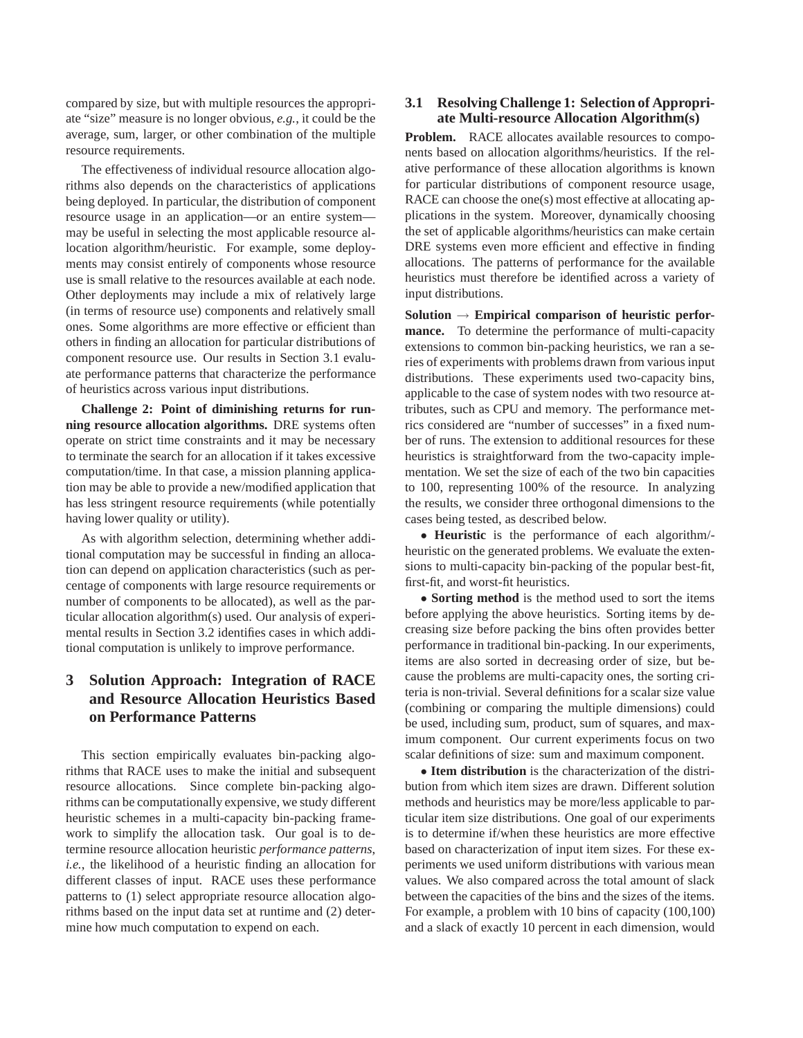compared by size, but with multiple resources the appropriate "size" measure is no longer obvious, *e.g.*, it could be the average, sum, larger, or other combination of the multiple resource requirements.

The effectiveness of individual resource allocation algorithms also depends on the characteristics of applications being deployed. In particular, the distribution of component resource usage in an application—or an entire system—may be useful in selecting the most applicable resource allocation algorithm/heuristic. For example, some deployments may consist entirely of components whose resource use is small relative to the resources available at each node. Other deployments may include a mix of relatively large (in terms of resource use) components and relatively small ones. Some algorithms are more effective or efficient than others in finding an allocation for particular distributions of component resource use. Our results in Section 3.1 evaluate performance patterns that characterize the performance of heuristics across various input distributions.

**Challenge 2: Point of diminishing returns for running resource allocation algorithms.** DRE systems often operate on strict time constraints and it may be necessary to terminate the search for an allocation if it takes excessive computation/time. In that case, a mission planning application may be able to provide a new/modified application that has less stringent resource requirements (while potentially having lower quality or utility).

As with algorithm selection, determining whether additional computation may be successful in finding an allocation can depend on application characteristics (such as percentage of components with large resource requirements or number of components to be allocated), as well as the particular allocation algorithm(s) used. Our analysis of experimental results in Section 3.2 identifies cases in which additional computation is unlikely to improve performance.

# 3 Solution Approach: Integration of RACE and Resource Allocation Heuristics Based on Performance Patterns

This section empirically evaluates bin-packing algorithms that RACE uses to make the initial and subsequent resource allocations. Since complete bin-packing algorithms can be computationally expensive, we study different heuristic schemes in a multi-capacity bin-packing framework to simplify the allocation task. Our goal is to determine resource allocation heuristic *performance patterns*, *i.e.*, the likelihood of a heuristic finding an allocation for different classes of input. RACE uses these performance patterns to (1) select appropriate resource allocation algorithms based on the input data set at runtime and (2) determine how much computation to expend on each.

## 3.1 Resolving Challenge 1: Selection of Appropriate Multi-resource Allocation Algorithm(s)

**Problem.** RACE allocates available resources to components based on allocation algorithms/heuristics. If the relative performance of these allocation algorithms is known for particular distributions of component resource usage, RACE can choose the one(s) most effective at allocating applications in the system. Moreover, dynamically choosing the set of applicable algorithms/heuristics can make certain DRE systems even more efficient and effective in finding allocations. The patterns of performance for the available heuristics must therefore be identified across a variety of input distributions.

**Solution → Empirical comparison of heuristic performance.** To determine the performance of multi-capacity extensions to common bin-packing heuristics, we ran a series of experiments with problems drawn from various input distributions. These experiments used two-capacity bins, applicable to the case of system nodes with two resource attributes, such as CPU and memory. The performance metrics considered are "number of successes" in a fixed number of runs. The extension to additional resources for these heuristics is straightforward from the two-capacity implementation. We set the size of each of the two bin capacities to 100, representing 100% of the resource. In analyzing the results, we consider three orthogonal dimensions to the cases being tested, as described below.

- **Heuristic** is the performance of each algorithm/-heuristic on the generated problems. We evaluate the extensions to multi-capacity bin-packing of the popular best-fit, first-fit, and worst-fit heuristics.
- **Sorting method** is the method used to sort the items before applying the above heuristics. Sorting items by decreasing size before packing the bins often provides better performance in traditional bin-packing. In our experiments, items are also sorted in decreasing order of size, but because the problems are multi-capacity ones, the sorting criteria is non-trivial. Several definitions for a scalar size value (combining or comparing the multiple dimensions) could be used, including sum, product, sum of squares, and maximum component. Our current experiments focus on two scalar definitions of size: sum and maximum component.
- **Item distribution** is the characterization of the distribution from which item sizes are drawn. Different solution methods and heuristics may be more/less applicable to particular item size distributions. One goal of our experiments is to determine if/when these heuristics are more effective based on characterization of input item sizes. For these experiments we used uniform distributions with various mean values. We also compared across the total amount of slack between the capacities of the bins and the sizes of the items. For example, a problem with 10 bins of capacity (100,100) and a slack of exactly 10 percent in each dimension, would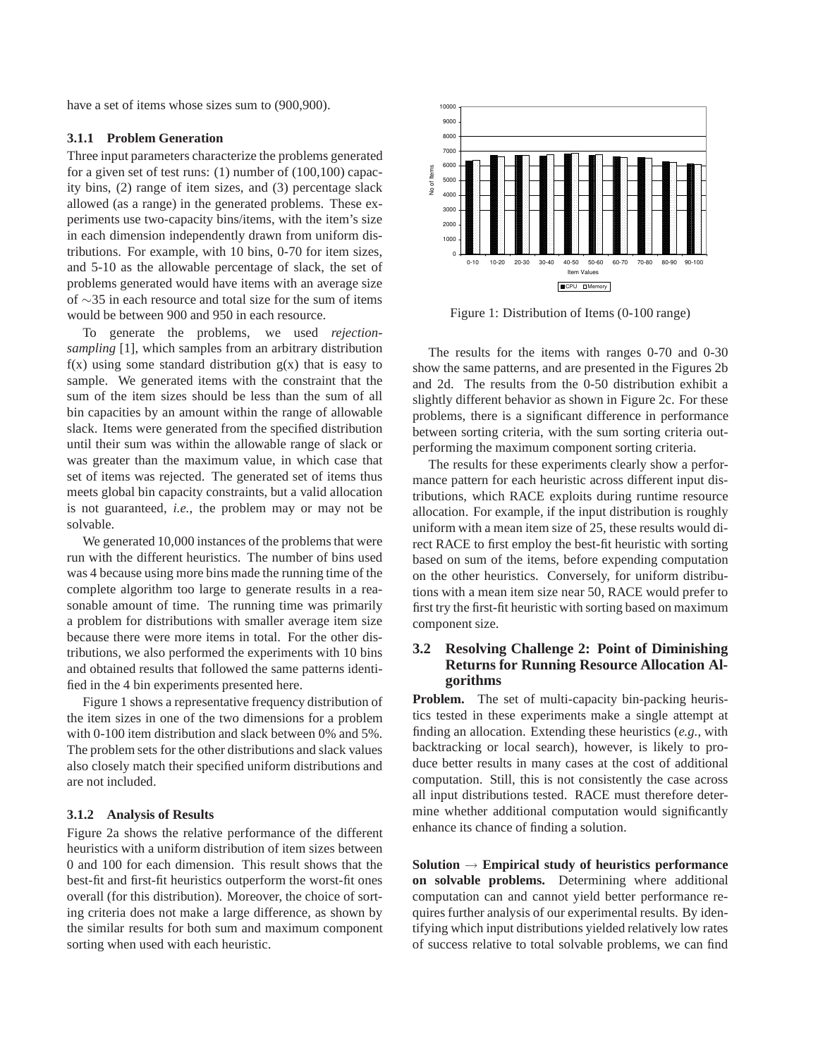have a set of items whose sizes sum to (900,900).

### 3.1.1 Problem Generation

Three input parameters characterize the problems generated for a given set of test runs: (1) number of (100,100) capacity bins, (2) range of item sizes, and (3) percentage slack allowed (as a range) in the generated problems. These experiments use two-capacity bins/items, with the item's size in each dimension independently drawn from uniform distributions. For example, with 10 bins, 0-70 for item sizes, and 5-10 as the allowable percentage of slack, the set of problems generated would have items with an average size of $\sim$35 in each resource and total size for the sum of items would be between 900 and 950 in each resource.

To generate the problems, we used *rejection-sampling* [1], which samples from an arbitrary distribution f(x) using some standard distribution g(x) that is easy to sample. We generated items with the constraint that the sum of the item sizes should be less than the sum of all bin capacities by an amount within the range of allowable slack. Items were generated from the specified distribution until their sum was within the allowable range of slack or was greater than the maximum value, in which case that set of items was rejected. The generated set of items thus meets global bin capacity constraints, but a valid allocation is not guaranteed, *i.e.*, the problem may or may not be solvable.

We generated 10,000 instances of the problems that were run with the different heuristics. The number of bins used was 4 because using more bins made the running time of the complete algorithm too large to generate results in a reasonable amount of time. The running time was primarily a problem for distributions with smaller average item size because there were more items in total. For the other distributions, we also performed the experiments with 10 bins and obtained results that followed the same patterns identified in the 4 bin experiments presented here.

Figure 1 shows a representative frequency distribution of the item sizes in one of the two dimensions for a problem with 0-100 item distribution and slack between 0% and 5%. The problem sets for the other distributions and slack values also closely match their specified uniform distributions and are not included.

### 3.1.2 Analysis of Results

Figure 2a shows the relative performance of the different heuristics with a uniform distribution of item sizes between 0 and 100 for each dimension. This result shows that the best-fit and first-fit heuristics outperform the worst-fit ones overall (for this distribution). Moreover, the choice of sorting criteria does not make a large difference, as shown by the similar results for both sum and maximum component sorting when used with each heuristic.

Figure 1: Distribution of Items (0-100 range)

The results for the items with ranges 0-70 and 0-30 show the same patterns, and are presented in the Figures 2b and 2d. The results from the 0-50 distribution exhibit a slightly different behavior as shown in Figure 2c. For these problems, there is a significant difference in performance between sorting criteria, with the sum sorting criteria outperforming the maximum component sorting criteria.

The results for these experiments clearly show a performance pattern for each heuristic across different input distributions, which RACE exploits during runtime resource allocation. For example, if the input distribution is roughly uniform with a mean item size of 25, these results would direct RACE to first employ the best-fit heuristic with sorting based on sum of the items, before expending computation on the other heuristics. Conversely, for uniform distributions with a mean item size near 50, RACE would prefer to first try the first-fit heuristic with sorting based on maximum component size.

## 3.2 Resolving Challenge 2: Point of Diminishing Returns for Running Resource Allocation Algorithms

**Problem.** The set of multi-capacity bin-packing heuristics tested in these experiments make a single attempt at finding an allocation. Extending these heuristics (*e.g.*, with backtracking or local search), however, is likely to produce better results in many cases at the cost of additional computation. Still, this is not consistently the case across all input distributions tested. RACE must therefore determine whether additional computation would significantly enhance its chance of finding a solution.

**Solution → Empirical study of heuristics performance on solvable problems.** Determining where additional computation can and cannot yield better performance requires further analysis of our experimental results. By identifying which input distributions yielded relatively low rates of success relative to total solvable problems, we can find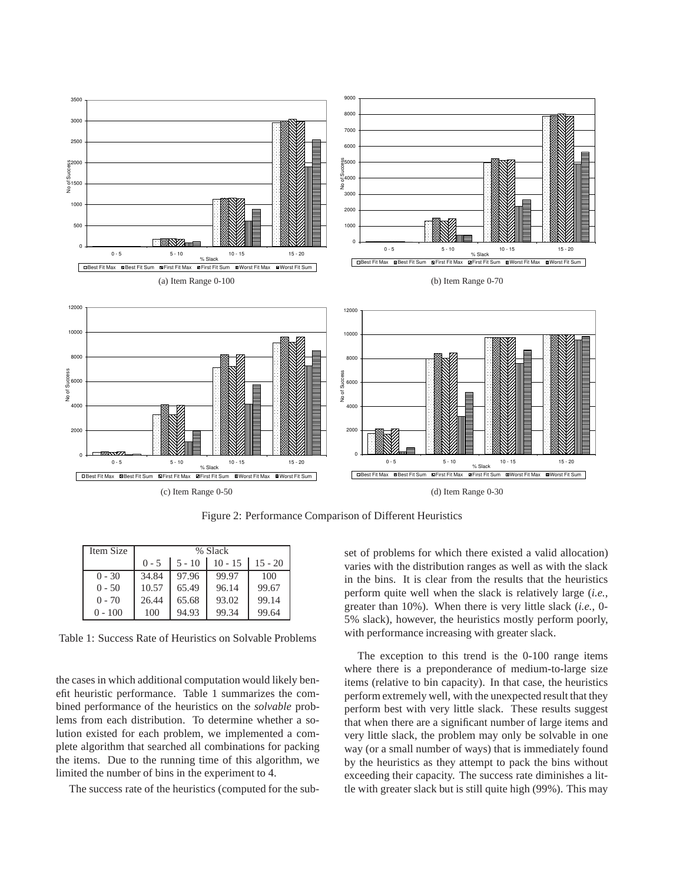(a) Item Range 0-100

(b) Item Range 0-70

(c) Item Range 0-50

(d) Item Range 0-30

Figure 2: Performance Comparison of Different Heuristics

| Item Size | % Slack | | | |
|---|---|---|---|---|
| | 0 - 5 | 5 - 10 | 10 - 15 | 15 - 20 |
| 0 - 30 | 34.84 | 97.96 | 99.97 | 100 |
| 0 - 50 | 10.57 | 65.49 | 96.14 | 99.67 |
| 0 - 70 | 26.44 | 65.68 | 93.02 | 99.14 |
| 0 - 100 | 100 | 94.93 | 99.34 | 99.64 |

Table 1: Success Rate of Heuristics on Solvable Problems

the cases in which additional computation would likely benefit heuristic performance. Table 1 summarizes the combined performance of the heuristics on the *solvable* problems from each distribution. To determine whether a solution existed for each problem, we implemented a complete algorithm that searched all combinations for packing the items. Due to the running time of this algorithm, we limited the number of bins in the experiment to 4.

The success rate of the heuristics (computed for the subset of problems for which there existed a valid allocation) varies with the distribution ranges as well as with the slack in the bins. It is clear from the results that the heuristics perform quite well when the slack is relatively large (*i.e.,* greater than 10%). When there is very little slack (*i.e.,* 0-5% slack), however, the heuristics mostly perform poorly, with performance increasing with greater slack.

The exception to this trend is the 0-100 range items where there is a preponderance of medium-to-large size items (relative to bin capacity). In that case, the heuristics perform extremely well, with the unexpected result that they perform best with very little slack. These results suggest that when there are a significant number of large items and very little slack, the problem may only be solvable in one way (or a small number of ways) that is immediately found by the heuristics as they attempt to pack the bins without exceeding their capacity. The success rate diminishes a little with greater slack but is still quite high (99%). This may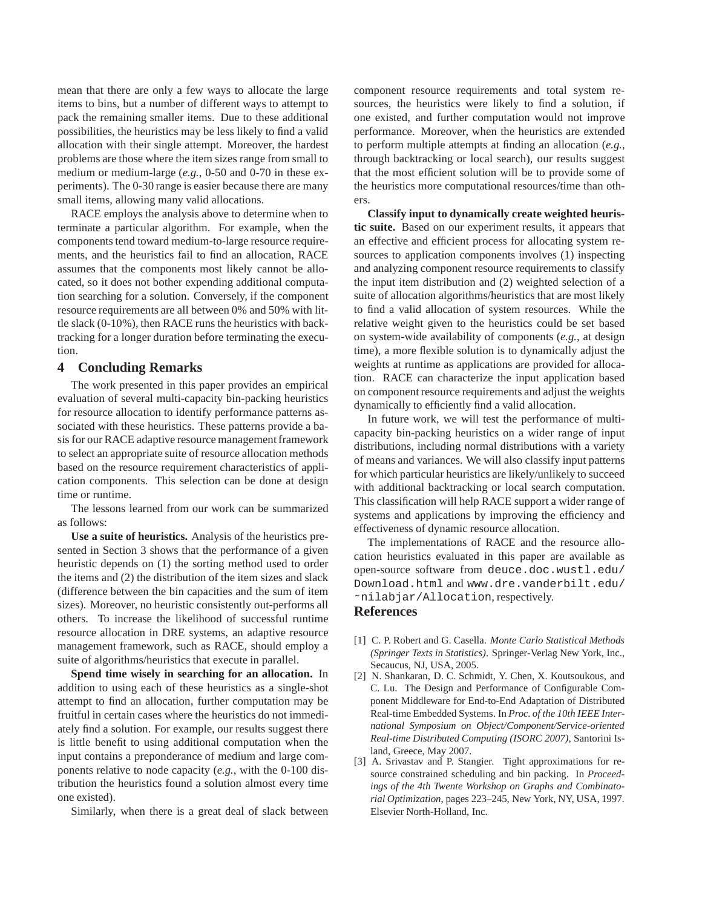mean that there are only a few ways to allocate the large items to bins, but a number of different ways to attempt to pack the remaining smaller items. Due to these additional possibilities, the heuristics may be less likely to find a valid allocation with their single attempt. Moreover, the hardest problems are those where the item sizes range from small to medium or medium-large (*e.g.*, 0-50 and 0-70 in these experiments). The 0-30 range is easier because there are many small items, allowing many valid allocations.

RACE employs the analysis above to determine when to terminate a particular algorithm. For example, when the components tend toward medium-to-large resource requirements, and the heuristics fail to find an allocation, RACE assumes that the components most likely cannot be allocated, so it does not bother expending additional computation searching for a solution. Conversely, if the component resource requirements are all between 0% and 50% with little slack (0-10%), then RACE runs the heuristics with backtracking for a longer duration before terminating the execution.

## 4 Concluding Remarks

The work presented in this paper provides an empirical evaluation of several multi-capacity bin-packing heuristics for resource allocation to identify performance patterns associated with these heuristics. These patterns provide a basis for our RACE adaptive resource management framework to select an appropriate suite of resource allocation methods based on the resource requirement characteristics of application components. This selection can be done at design time or runtime.

The lessons learned from our work can be summarized as follows:

**Use a suite of heuristics.** Analysis of the heuristics presented in Section 3 shows that the performance of a given heuristic depends on (1) the sorting method used to order the items and (2) the distribution of the item sizes and slack (difference between the bin capacities and the sum of item sizes). Moreover, no heuristic consistently out-performs all others. To increase the likelihood of successful runtime resource allocation in DRE systems, an adaptive resource management framework, such as RACE, should employ a suite of algorithms/heuristics that execute in parallel.

**Spend time wisely in searching for an allocation.** In addition to using each of these heuristics as a single-shot attempt to find an allocation, further computation may be fruitful in certain cases where the heuristics do not immediately find a solution. For example, our results suggest there is little benefit to using additional computation when the input contains a preponderance of medium and large components relative to node capacity (*e.g.*, with the 0-100 distribution the heuristics found a solution almost every time one existed).

Similarly, when there is a great deal of slack between component resource requirements and total system resources, the heuristics were likely to find a solution, if one existed, and further computation would not improve performance. Moreover, when the heuristics are extended to perform multiple attempts at finding an allocation (*e.g.*, through backtracking or local search), our results suggest that the most efficient solution will be to provide some of the heuristics more computational resources/time than others.

**Classify input to dynamically create weighted heuristic suite.** Based on our experiment results, it appears that an effective and efficient process for allocating system resources to application components involves (1) inspecting and analyzing component resource requirements to classify the input item distribution and (2) weighted selection of a suite of allocation algorithms/heuristics that are most likely to find a valid allocation of system resources. While the relative weight given to the heuristics could be set based on system-wide availability of components (*e.g.*, at design time), a more flexible solution is to dynamically adjust the weights at runtime as applications are provided for allocation. RACE can characterize the input application based on component resource requirements and adjust the weights dynamically to efficiently find a valid allocation.

In future work, we will test the performance of multi-capacity bin-packing heuristics on a wider range of input distributions, including normal distributions with a variety of means and variances. We will also classify input patterns for which particular heuristics are likely/unlikely to succeed with additional backtracking or local search computation. This classification will help RACE support a wider range of systems and applications by improving the efficiency and effectiveness of dynamic resource allocation.

The implementations of RACE and the resource allocation heuristics evaluated in this paper are available as open-source software from `deuce.doc.wustl.edu/Download.html` and `www.dre.vanderbilt.edu/~nilabjar/Allocation`, respectively.

## References

[1] C. P. Robert and G. Casella. *Monte Carlo Statistical Methods (Springer Texts in Statistics)*. Springer-Verlag New York, Inc., Secaucus, NJ, USA, 2005.

[2] N. Shankaran, D. C. Schmidt, Y. Chen, X. Koutsoukous, and C. Lu. The Design and Performance of Configurable Component Middleware for End-to-End Adaptation of Distributed Real-time Embedded Systems. In *Proc. of the 10th IEEE International Symposium on Object/Component/Service-oriented Real-time Distributed Computing (ISORC 2007)*, Santorini Island, Greece, May 2007.

[3] A. Srivastav and P. Stangier. Tight approximations for resource constrained scheduling and bin packing. In *Proceedings of the 4th Twente Workshop on Graphs and Combinatorial Optimization*, pages 223–245, New York, NY, USA, 1997. Elsevier North-Holland, Inc.